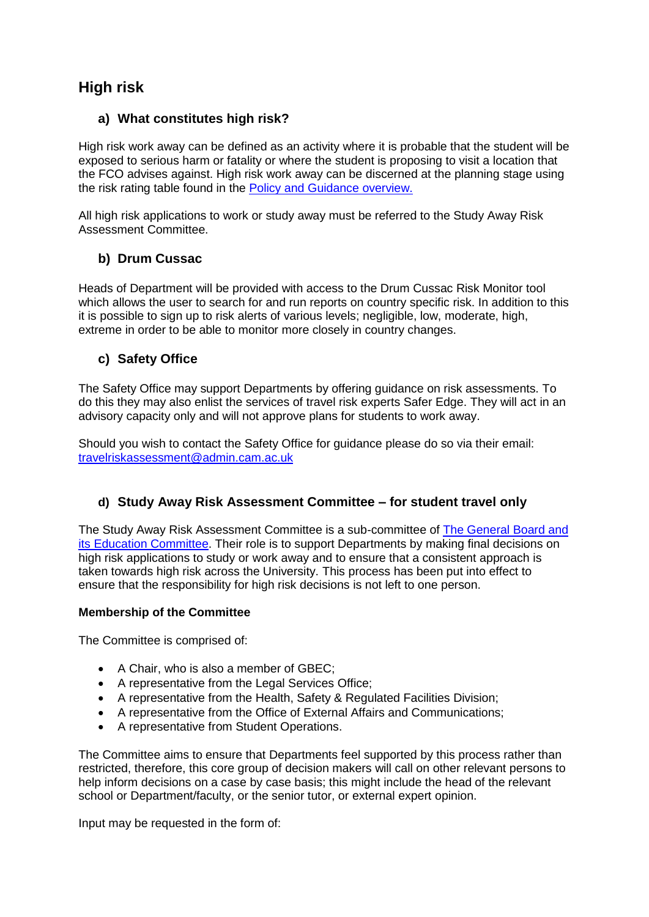## High risk

### a) What constitutes high risk?

High risk work away can be defined as an activity where it is probable that the student will be exposed to serious harm or fatality or where the student is proposing to visit a location that the FCO advises against. High risk work away can be discerned at the planning stage using the risk rating table found in the [Policy and Guidance overview.]()

All high risk applications to work or study away must be referred to the Study Away Risk Assessment Committee.

### b) Drum Cussac

Heads of Department will be provided with access to the Drum Cussac Risk Monitor tool which allows the user to search for and run reports on country specific risk. In addition to this it is possible to sign up to risk alerts of various levels; negligible, low, moderate, high, extreme in order to be able to monitor more closely in country changes.

### c) Safety Office

The Safety Office may support Departments by offering guidance on risk assessments. To do this they may also enlist the services of travel risk experts Safer Edge. They will act in an advisory capacity only and will not approve plans for students to work away.

Should you wish to contact the Safety Office for guidance please do so via their email: [travelriskassessment@admin.cam.ac.uk](mailto:travelriskassessment@admin.cam.ac.uk)

### d) Study Away Risk Assessment Committee – for student travel only

The Study Away Risk Assessment Committee is a sub-committee of [The General Board and its Education Committee](). Their role is to support Departments by making final decisions on high risk applications to study or work away and to ensure that a consistent approach is taken towards high risk across the University. This process has been put into effect to ensure that the responsibility for high risk decisions is not left to one person.

**Membership of the Committee**

The Committee is comprised of:

- A Chair, who is also a member of GBEC;
- A representative from the Legal Services Office;
- A representative from the Health, Safety & Regulated Facilities Division;
- A representative from the Office of External Affairs and Communications;
- A representative from Student Operations.

The Committee aims to ensure that Departments feel supported by this process rather than restricted, therefore, this core group of decision makers will call on other relevant persons to help inform decisions on a case by case basis; this might include the head of the relevant school or Department/faculty, or the senior tutor, or external expert opinion.

Input may be requested in the form of: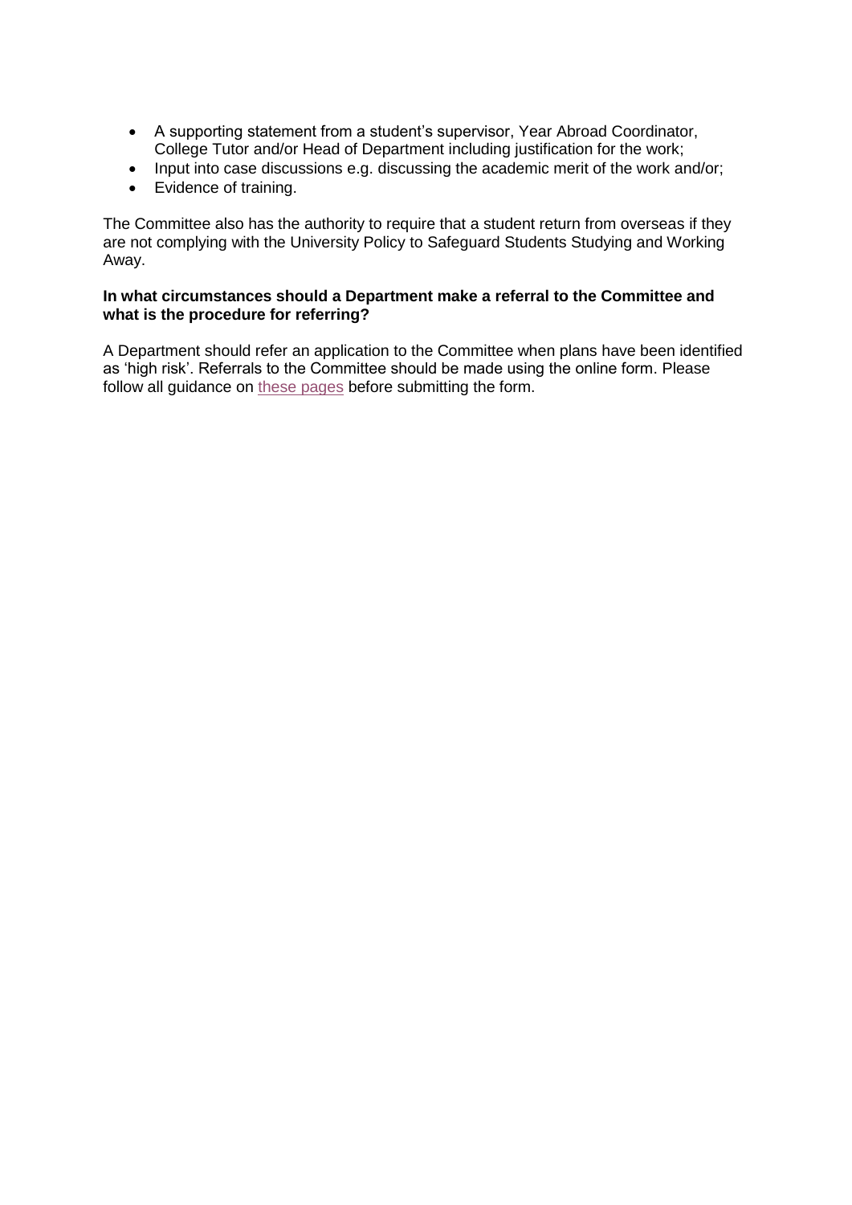- A supporting statement from a student's supervisor, Year Abroad Coordinator, College Tutor and/or Head of Department including justification for the work;
- Input into case discussions e.g. discussing the academic merit of the work and/or;
- Evidence of training.

The Committee also has the authority to require that a student return from overseas if they are not complying with the University Policy to Safeguard Students Studying and Working Away.

**In what circumstances should a Department make a referral to the Committee and what is the procedure for referring?**

A Department should refer an application to the Committee when plans have been identified as 'high risk'. Referrals to the Committee should be made using the online form. Please follow all guidance on these pages before submitting the form.